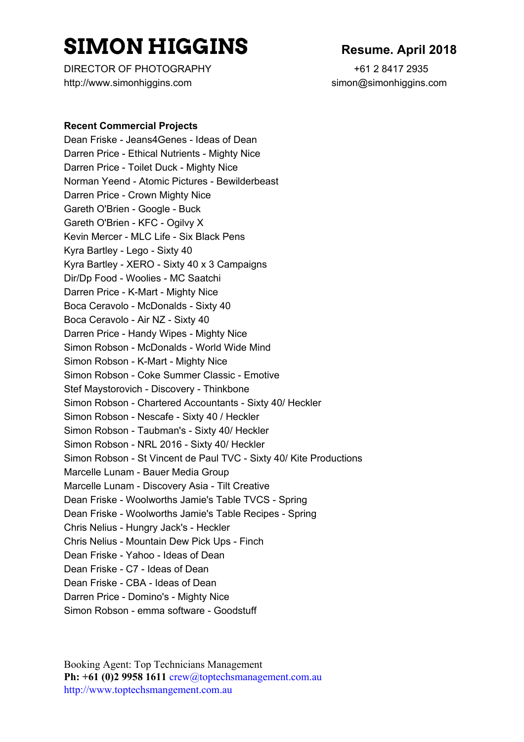# SIMON HIGGINS

**Resume. April 2018**

DIRECTOR OF PHOTOGRAPHY
http://www.simonhiggins.com

+61 2 8417 2935
simon@simonhiggins.com

**Recent Commercial Projects**

Dean Friske - Jeans4Genes - Ideas of Dean
Darren Price - Ethical Nutrients - Mighty Nice
Darren Price - Toilet Duck - Mighty Nice
Norman Yeend - Atomic Pictures - Bewilderbeast
Darren Price - Crown Mighty Nice
Gareth O'Brien - Google - Buck
Gareth O'Brien - KFC - Ogilvy X
Kevin Mercer - MLC Life - Six Black Pens
Kyra Bartley - Lego - Sixty 40
Kyra Bartley - XERO - Sixty 40 x 3 Campaigns
Dir/Dp Food - Woolies - MC Saatchi
Darren Price - K-Mart - Mighty Nice
Boca Ceravolo - McDonalds - Sixty 40
Boca Ceravolo - Air NZ - Sixty 40
Darren Price - Handy Wipes - Mighty Nice
Simon Robson - McDonalds - World Wide Mind
Simon Robson - K-Mart - Mighty Nice
Simon Robson - Coke Summer Classic - Emotive
Stef Maystorovich - Discovery - Thinkbone
Simon Robson - Chartered Accountants - Sixty 40/ Heckler
Simon Robson - Nescafe - Sixty 40 / Heckler
Simon Robson - Taubman's - Sixty 40/ Heckler
Simon Robson - NRL 2016 - Sixty 40/ Heckler
Simon Robson - St Vincent de Paul TVC - Sixty 40/ Kite Productions
Marcelle Lunam - Bauer Media Group
Marcelle Lunam - Discovery Asia - Tilt Creative
Dean Friske - Woolworths Jamie's Table TVCS - Spring
Dean Friske - Woolworths Jamie's Table Recipes - Spring
Chris Nelius - Hungry Jack's - Heckler
Chris Nelius - Mountain Dew Pick Ups - Finch
Dean Friske - Yahoo - Ideas of Dean
Dean Friske - C7 - Ideas of Dean
Dean Friske - CBA - Ideas of Dean
Darren Price - Domino's - Mighty Nice
Simon Robson - emma software - Goodstuff

Booking Agent: Top Technicians Management
**Ph: +61 (0)2 9958 1611** crew@toptechsmanagement.com.au
http://www.toptechsmangement.com.au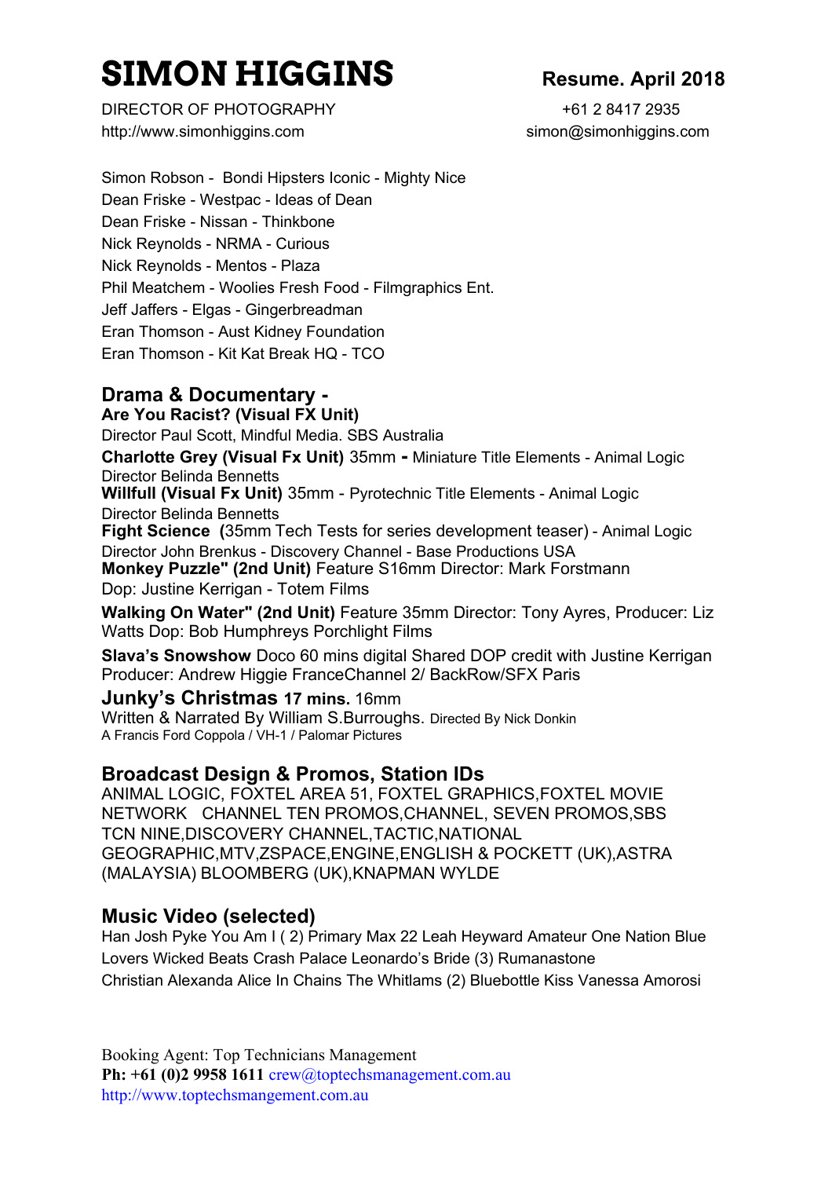# SIMON HIGGINS

**Resume. April 2018**

DIRECTOR OF PHOTOGRAPHY
http://www.simonhiggins.com

+61 2 8417 2935
simon@simonhiggins.com

Simon Robson - Bondi Hipsters Iconic - Mighty Nice
Dean Friske - Westpac - Ideas of Dean
Dean Friske - Nissan - Thinkbone
Nick Reynolds - NRMA - Curious
Nick Reynolds - Mentos - Plaza
Phil Meatchem - Woolies Fresh Food - Filmgraphics Ent.
Jeff Jaffers - Elgas - Gingerbreadman
Eran Thomson - Aust Kidney Foundation
Eran Thomson - Kit Kat Break HQ - TCO

## Drama & Documentary -

**Are You Racist? (Visual FX Unit)**
Director Paul Scott, Mindful Media. SBS Australia

**Charlotte Grey (Visual Fx Unit)** 35mm **-** Miniature Title Elements - Animal Logic
Director Belinda Bennetts

**Willfull (Visual Fx Unit)** 35mm - Pyrotechnic Title Elements - Animal Logic
Director Belinda Bennetts

**Fight Science (**35mm Tech Tests for series development teaser) - Animal Logic
Director John Brenkus - Discovery Channel - Base Productions USA

**Monkey Puzzle" (2nd Unit)** Feature S16mm Director: Mark Forstmann
Dop: Justine Kerrigan - Totem Films

**Walking On Water" (2nd Unit)** Feature 35mm Director: Tony Ayres, Producer: Liz Watts Dop: Bob Humphreys Porchlight Films

**Slava's Snowshow** Doco 60 mins digital Shared DOP credit with Justine Kerrigan
Producer: Andrew Higgie FranceChannel 2/ BackRow/SFX Paris

**Junky's Christmas 17 mins.** 16mm
Written & Narrated By William S.Burroughs. Directed By Nick Donkin
A Francis Ford Coppola / VH-1 / Palomar Pictures

## Broadcast Design & Promos, Station IDs

ANIMAL LOGIC, FOXTEL AREA 51, FOXTEL GRAPHICS,FOXTEL MOVIE NETWORK CHANNEL TEN PROMOS,CHANNEL, SEVEN PROMOS,SBS TCN NINE,DISCOVERY CHANNEL,TACTIC,NATIONAL GEOGRAPHIC,MTV,ZSPACE,ENGINE,ENGLISH & POCKETT (UK),ASTRA (MALAYSIA) BLOOMBERG (UK),KNAPMAN WYLDE

## Music Video (selected)

Han Josh Pyke You Am I ( 2) Primary Max 22 Leah Heyward Amateur One Nation Blue Lovers Wicked Beats Crash Palace Leonardo's Bride (3) Rumanastone
Christian Alexanda Alice In Chains The Whitlams (2) Bluebottle Kiss Vanessa Amorosi

Booking Agent: Top Technicians Management
**Ph: +61 (0)2 9958 1611** crew@toptechsmanagement.com.au
http://www.toptechsmangement.com.au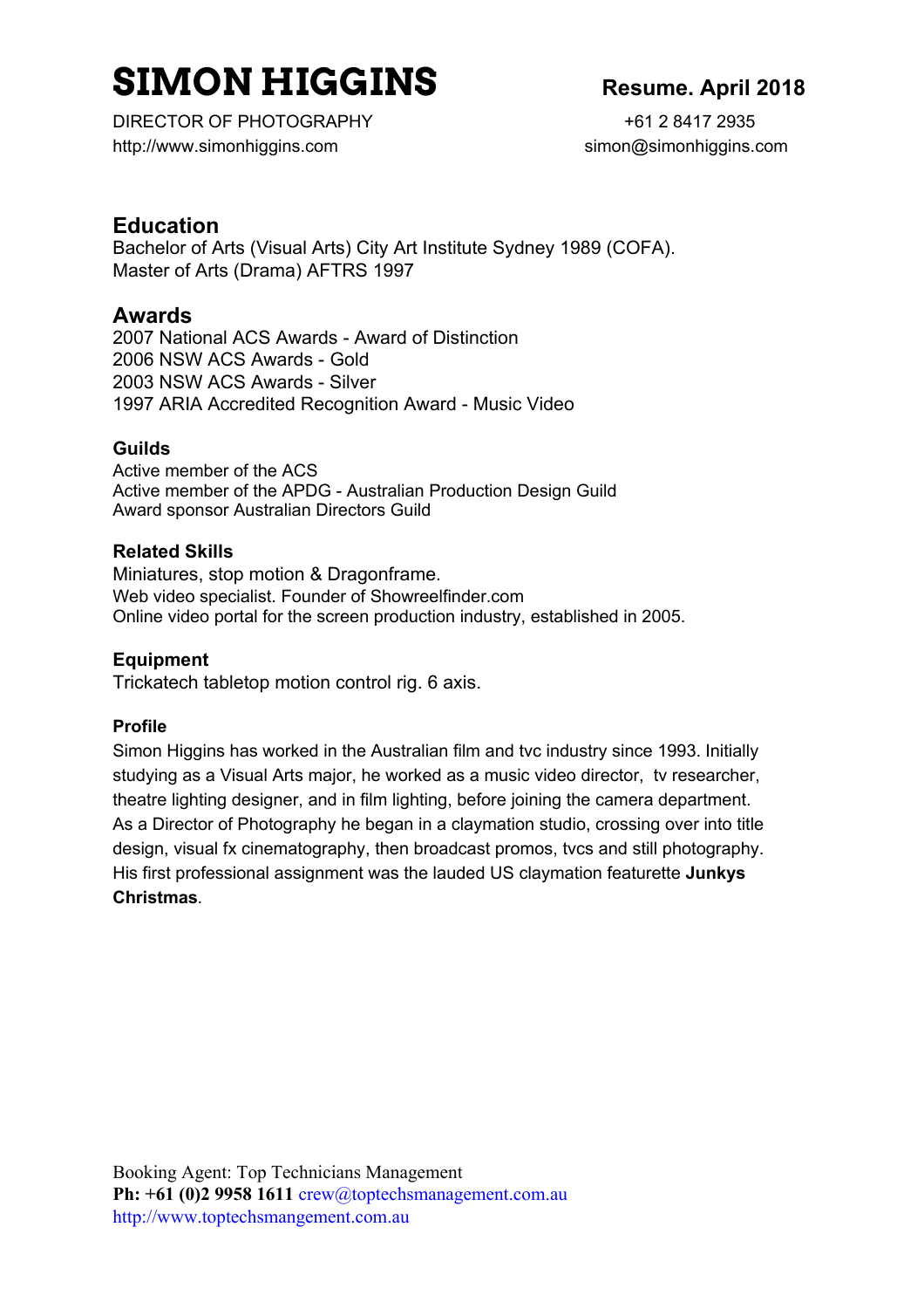# SIMON HIGGINS

**Resume. April 2018**

DIRECTOR OF PHOTOGRAPHY
http://www.simonhiggins.com

+61 2 8417 2935
simon@simonhiggins.com

## Education

Bachelor of Arts (Visual Arts) City Art Institute Sydney 1989 (COFA).
Master of Arts (Drama) AFTRS 1997

## Awards

2007 National ACS Awards - Award of Distinction
2006 NSW ACS Awards - Gold
2003 NSW ACS Awards - Silver
1997 ARIA Accredited Recognition Award - Music Video

### Guilds

Active member of the ACS
Active member of the APDG - Australian Production Design Guild
Award sponsor Australian Directors Guild

### Related Skills

Miniatures, stop motion & Dragonframe.
Web video specialist. Founder of Showreelfinder.com
Online video portal for the screen production industry, established in 2005.

### Equipment

Trickatech tabletop motion control rig. 6 axis.

#### Profile

Simon Higgins has worked in the Australian film and tvc industry since 1993. Initially studying as a Visual Arts major, he worked as a music video director, tv researcher, theatre lighting designer, and in film lighting, before joining the camera department. As a Director of Photography he began in a claymation studio, crossing over into title design, visual fx cinematography, then broadcast promos, tvcs and still photography. His first professional assignment was the lauded US claymation featurette **Junkys Christmas**.

Booking Agent: Top Technicians Management
**Ph: +61 (0)2 9958 1611** crew@toptechsmanagement.com.au
http://www.toptechsmangement.com.au